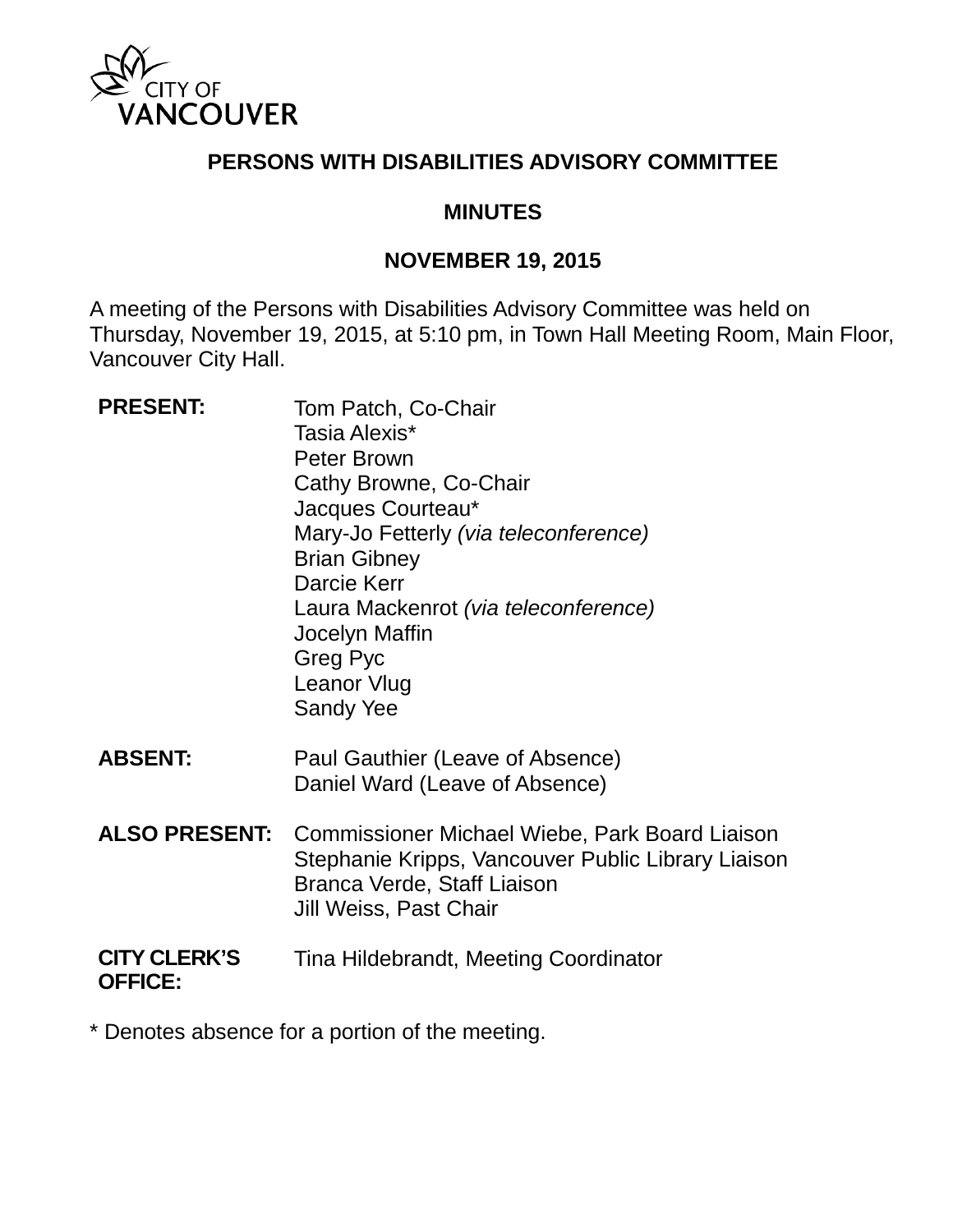CITY OF VANCOUVER

# PERSONS WITH DISABILITIES ADVISORY COMMITTEE

## MINUTES

## NOVEMBER 19, 2015

A meeting of the Persons with Disabilities Advisory Committee was held on Thursday, November 19, 2015, at 5:10 pm, in Town Hall Meeting Room, Main Floor, Vancouver City Hall.

| | |
|---|---|
| **PRESENT:** | Tom Patch, Co-Chair<br>Tasia Alexis*<br>Peter Brown<br>Cathy Browne, Co-Chair<br>Jacques Courteau*<br>Mary-Jo Fetterly *(via teleconference)*<br>Brian Gibney<br>Darcie Kerr<br>Laura Mackenrot *(via teleconference)*<br>Jocelyn Maffin<br>Greg Pyc<br>Leanor Vlug<br>Sandy Yee |
| **ABSENT:** | Paul Gauthier (Leave of Absence)<br>Daniel Ward (Leave of Absence) |
| **ALSO PRESENT:** | Commissioner Michael Wiebe, Park Board Liaison<br>Stephanie Kripps, Vancouver Public Library Liaison<br>Branca Verde, Staff Liaison<br>Jill Weiss, Past Chair |
| **CITY CLERK'S OFFICE:** | Tina Hildebrandt, Meeting Coordinator |

* Denotes absence for a portion of the meeting.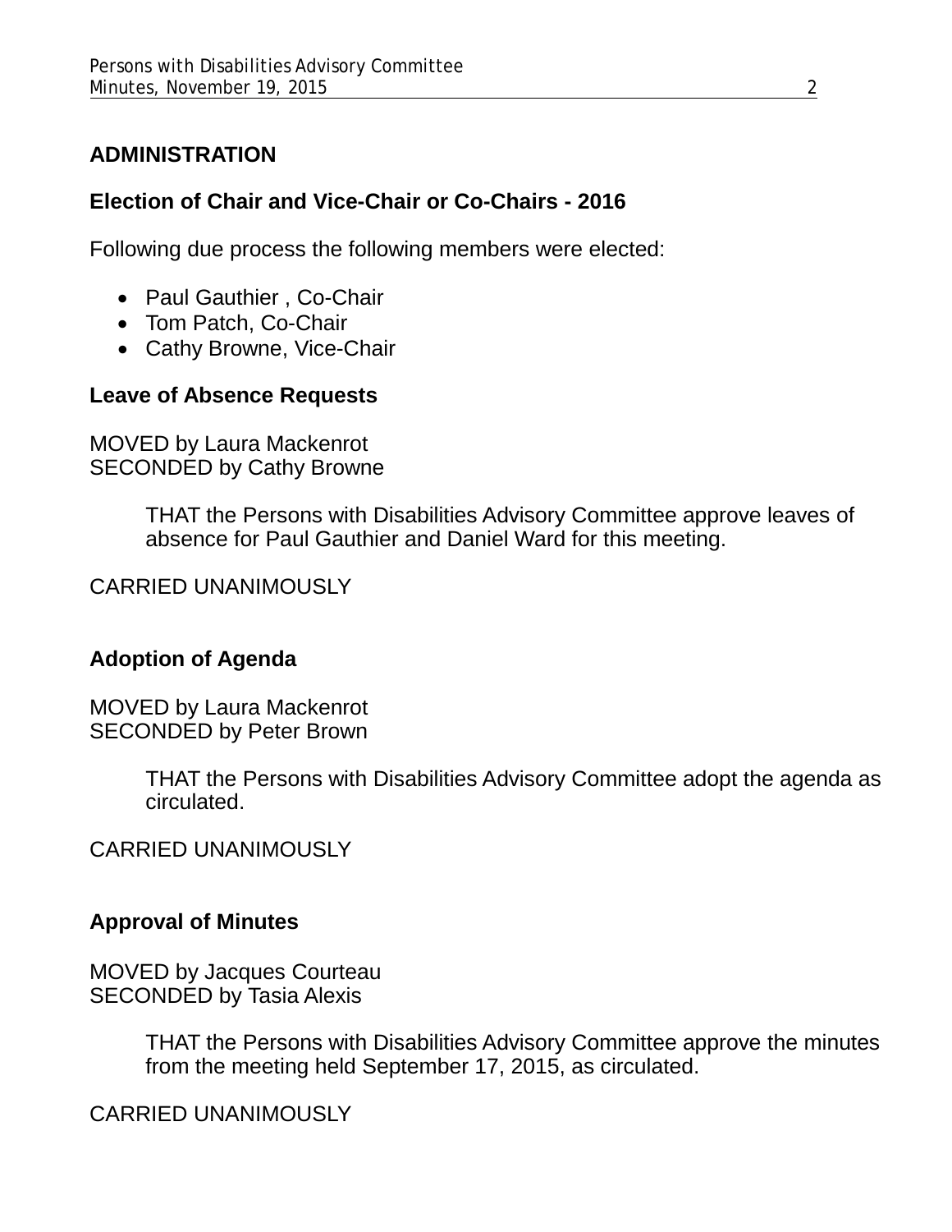## ADMINISTRATION

### Election of Chair and Vice-Chair or Co-Chairs - 2016

Following due process the following members were elected:

- Paul Gauthier , Co-Chair
- Tom Patch, Co-Chair
- Cathy Browne, Vice-Chair

### Leave of Absence Requests

MOVED by Laura Mackenrot
SECONDED by Cathy Browne

> THAT the Persons with Disabilities Advisory Committee approve leaves of absence for Paul Gauthier and Daniel Ward for this meeting.

CARRIED UNANIMOUSLY

### Adoption of Agenda

MOVED by Laura Mackenrot
SECONDED by Peter Brown

> THAT the Persons with Disabilities Advisory Committee adopt the agenda as circulated.

CARRIED UNANIMOUSLY

### Approval of Minutes

MOVED by Jacques Courteau
SECONDED by Tasia Alexis

> THAT the Persons with Disabilities Advisory Committee approve the minutes from the meeting held September 17, 2015, as circulated.

CARRIED UNANIMOUSLY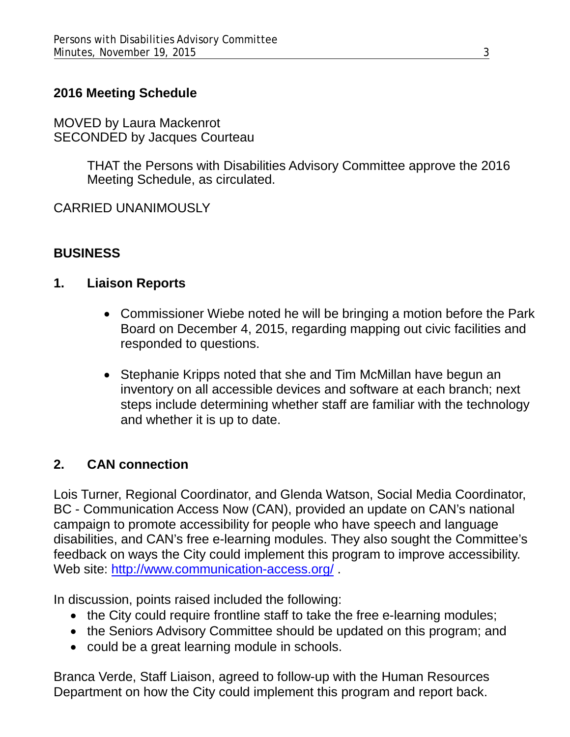## 2016 Meeting Schedule

MOVED by Laura Mackenrot
SECONDED by Jacques Courteau

> THAT the Persons with Disabilities Advisory Committee approve the 2016 Meeting Schedule, as circulated.

CARRIED UNANIMOUSLY

## BUSINESS

### 1. Liaison Reports

- Commissioner Wiebe noted he will be bringing a motion before the Park Board on December 4, 2015, regarding mapping out civic facilities and responded to questions.
- Stephanie Kripps noted that she and Tim McMillan have begun an inventory on all accessible devices and software at each branch; next steps include determining whether staff are familiar with the technology and whether it is up to date.

### 2. CAN connection

Lois Turner, Regional Coordinator, and Glenda Watson, Social Media Coordinator, BC - Communication Access Now (CAN), provided an update on CAN's national campaign to promote accessibility for people who have speech and language disabilities, and CAN's free e-learning modules. They also sought the Committee's feedback on ways the City could implement this program to improve accessibility. Web site: http://www.communication-access.org/ .

In discussion, points raised included the following:

- the City could require frontline staff to take the free e-learning modules;
- the Seniors Advisory Committee should be updated on this program; and
- could be a great learning module in schools.

Branca Verde, Staff Liaison, agreed to follow-up with the Human Resources Department on how the City could implement this program and report back.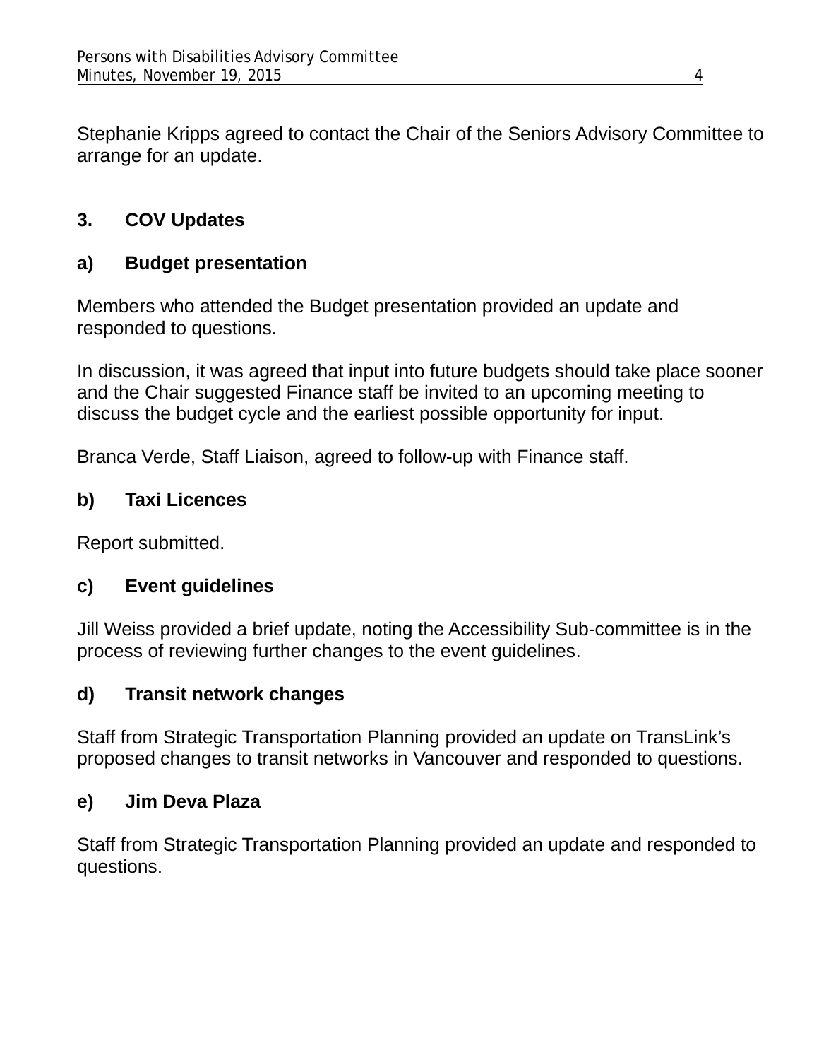Stephanie Kripps agreed to contact the Chair of the Seniors Advisory Committee to arrange for an update.

## 3. COV Updates

### a) Budget presentation

Members who attended the Budget presentation provided an update and responded to questions.

In discussion, it was agreed that input into future budgets should take place sooner and the Chair suggested Finance staff be invited to an upcoming meeting to discuss the budget cycle and the earliest possible opportunity for input.

Branca Verde, Staff Liaison, agreed to follow-up with Finance staff.

### b) Taxi Licences

Report submitted.

### c) Event guidelines

Jill Weiss provided a brief update, noting the Accessibility Sub-committee is in the process of reviewing further changes to the event guidelines.

### d) Transit network changes

Staff from Strategic Transportation Planning provided an update on TransLink's proposed changes to transit networks in Vancouver and responded to questions.

### e) Jim Deva Plaza

Staff from Strategic Transportation Planning provided an update and responded to questions.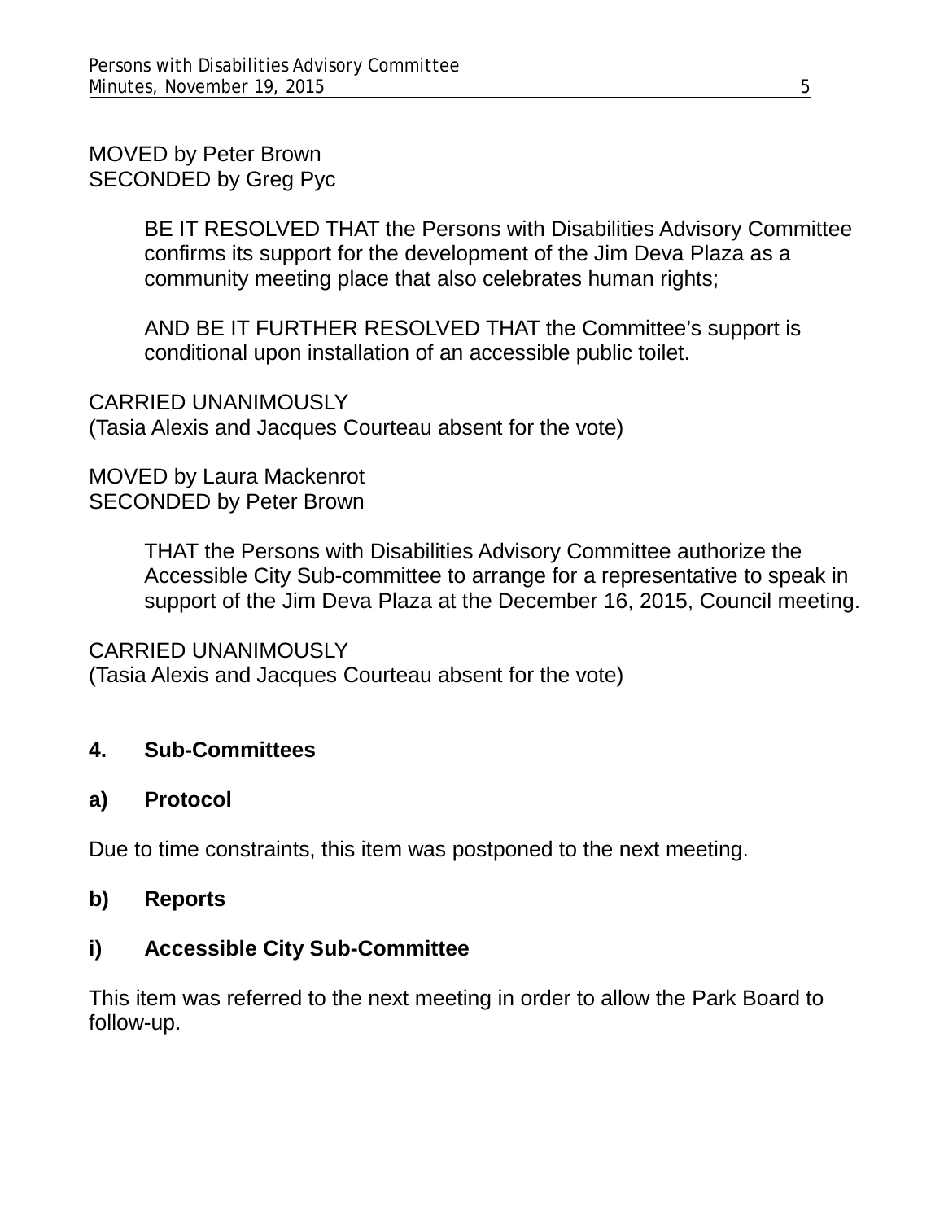MOVED by Peter Brown
SECONDED by Greg Pyc

> BE IT RESOLVED THAT the Persons with Disabilities Advisory Committee confirms its support for the development of the Jim Deva Plaza as a community meeting place that also celebrates human rights;
>
> AND BE IT FURTHER RESOLVED THAT the Committee's support is conditional upon installation of an accessible public toilet.

CARRIED UNANIMOUSLY
(Tasia Alexis and Jacques Courteau absent for the vote)

MOVED by Laura Mackenrot
SECONDED by Peter Brown

> THAT the Persons with Disabilities Advisory Committee authorize the Accessible City Sub-committee to arrange for a representative to speak in support of the Jim Deva Plaza at the December 16, 2015, Council meeting.

CARRIED UNANIMOUSLY
(Tasia Alexis and Jacques Courteau absent for the vote)

## 4. Sub-Committees

### a) Protocol

Due to time constraints, this item was postponed to the next meeting.

### b) Reports

#### i) Accessible City Sub-Committee

This item was referred to the next meeting in order to allow the Park Board to follow-up.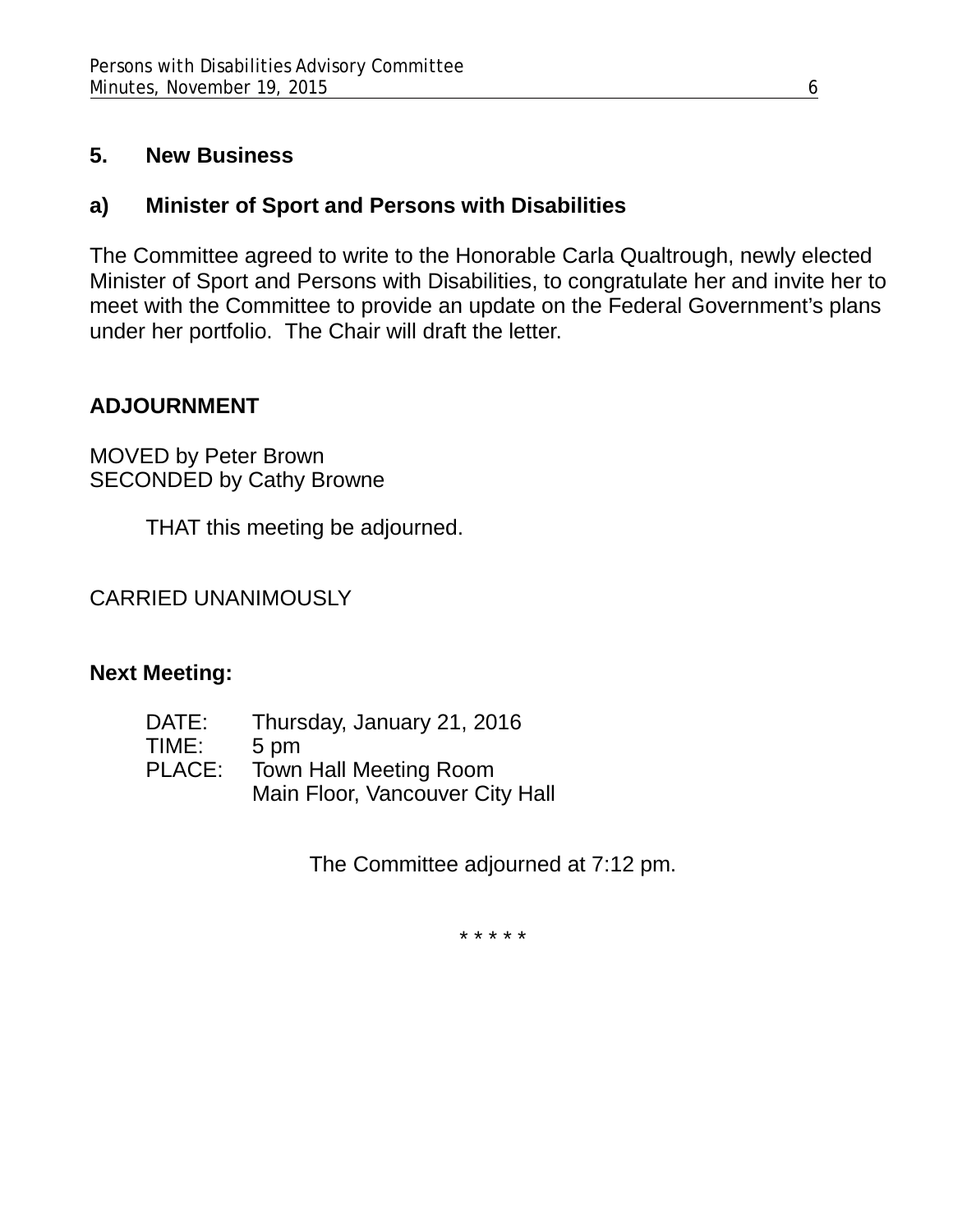## 5. New Business

### a) Minister of Sport and Persons with Disabilities

The Committee agreed to write to the Honorable Carla Qualtrough, newly elected Minister of Sport and Persons with Disabilities, to congratulate her and invite her to meet with the Committee to provide an update on the Federal Government's plans under her portfolio. The Chair will draft the letter.

## ADJOURNMENT

MOVED by Peter Brown
SECONDED by Cathy Browne

THAT this meeting be adjourned.

CARRIED UNANIMOUSLY

**Next Meeting:**

DATE: Thursday, January 21, 2016
TIME: 5 pm
PLACE: Town Hall Meeting Room
Main Floor, Vancouver City Hall

The Committee adjourned at 7:12 pm.

* * * * *